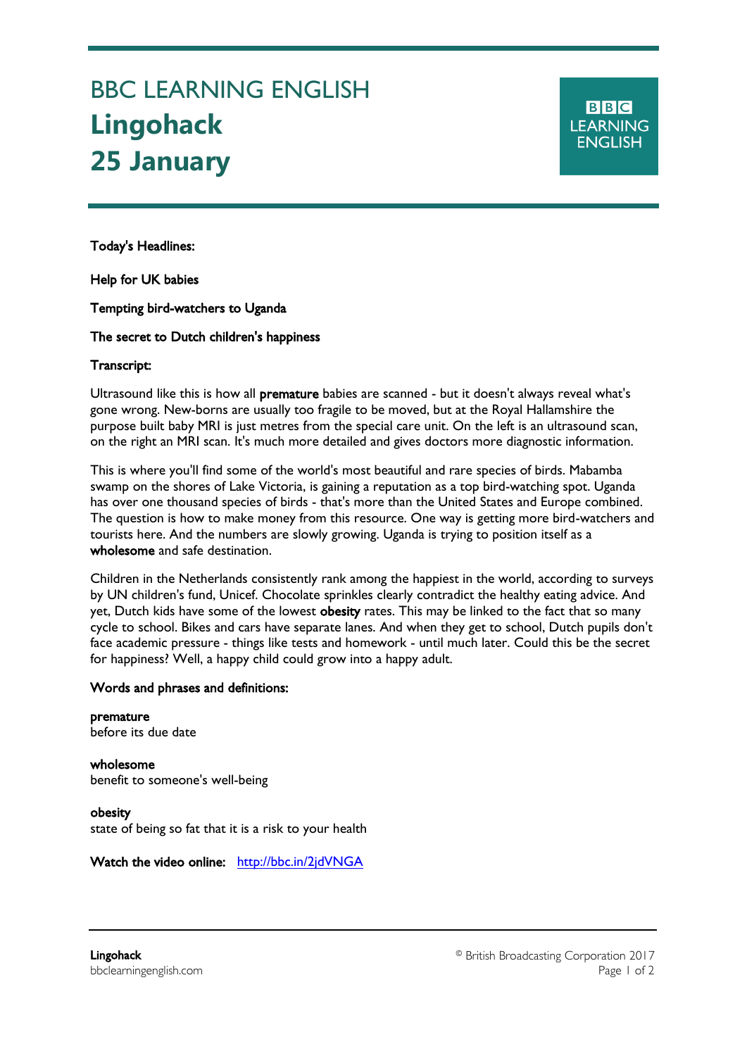# BBC LEARNING ENGLISH

# Lingohack

# 25 January

**Today's Headlines:**

**Help for UK babies**

**Tempting bird-watchers to Uganda**

**The secret to Dutch children's happiness**

**Transcript:**

Ultrasound like this is how all **premature** babies are scanned - but it doesn't always reveal what's gone wrong. New-borns are usually too fragile to be moved, but at the Royal Hallamshire the purpose built baby MRI is just metres from the special care unit. On the left is an ultrasound scan, on the right an MRI scan. It's much more detailed and gives doctors more diagnostic information.

This is where you'll find some of the world's most beautiful and rare species of birds. Mabamba swamp on the shores of Lake Victoria, is gaining a reputation as a top bird-watching spot. Uganda has over one thousand species of birds - that's more than the United States and Europe combined. The question is how to make money from this resource. One way is getting more bird-watchers and tourists here. And the numbers are slowly growing. Uganda is trying to position itself as a **wholesome** and safe destination.

Children in the Netherlands consistently rank among the happiest in the world, according to surveys by UN children's fund, Unicef. Chocolate sprinkles clearly contradict the healthy eating advice. And yet, Dutch kids have some of the lowest **obesity** rates. This may be linked to the fact that so many cycle to school. Bikes and cars have separate lanes. And when they get to school, Dutch pupils don't face academic pressure - things like tests and homework - until much later. Could this be the secret for happiness? Well, a happy child could grow into a happy adult.

**Words and phrases and definitions:**

**premature**
before its due date

**wholesome**
benefit to someone's well-being

**obesity**
state of being so fat that it is a risk to your health

**Watch the video online:** http://bbc.in/2jdVNGA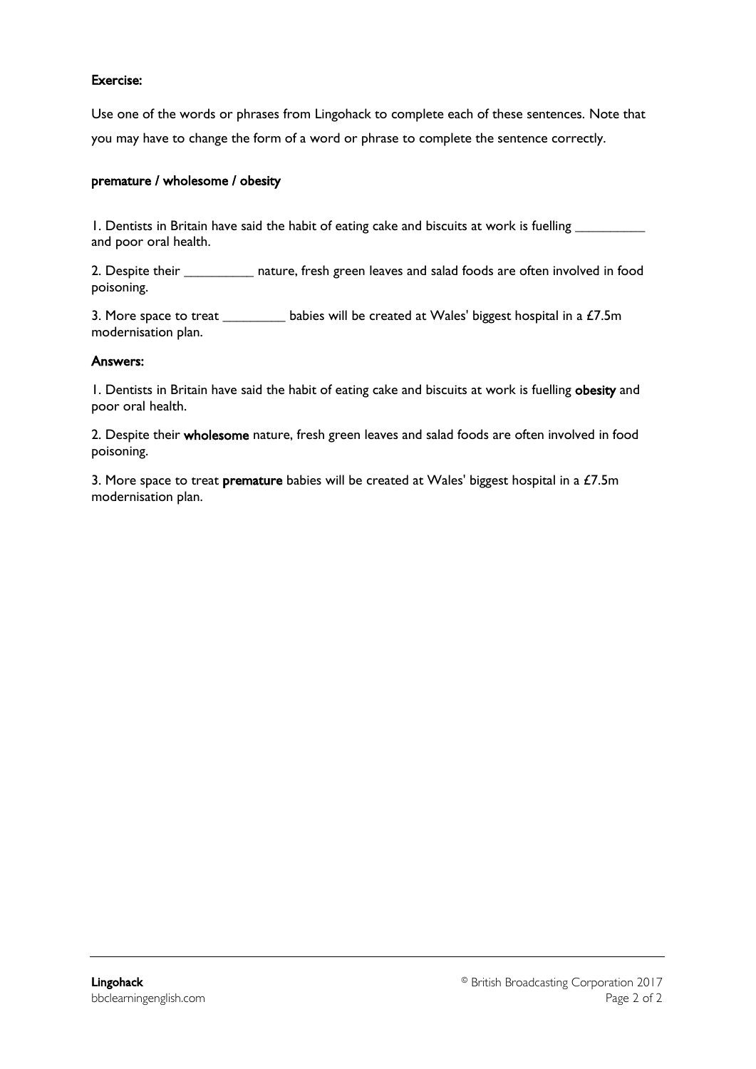**Exercise:**

Use one of the words or phrases from Lingohack to complete each of these sentences. Note that you may have to change the form of a word or phrase to complete the sentence correctly.

**premature / wholesome / obesity**

1. Dentists in Britain have said the habit of eating cake and biscuits at work is fuelling __________ and poor oral health.

2. Despite their __________ nature, fresh green leaves and salad foods are often involved in food poisoning.

3. More space to treat _________ babies will be created at Wales' biggest hospital in a £7.5m modernisation plan.

**Answers:**

1. Dentists in Britain have said the habit of eating cake and biscuits at work is fuelling **obesity** and poor oral health.

2. Despite their **wholesome** nature, fresh green leaves and salad foods are often involved in food poisoning.

3. More space to treat **premature** babies will be created at Wales' biggest hospital in a £7.5m modernisation plan.